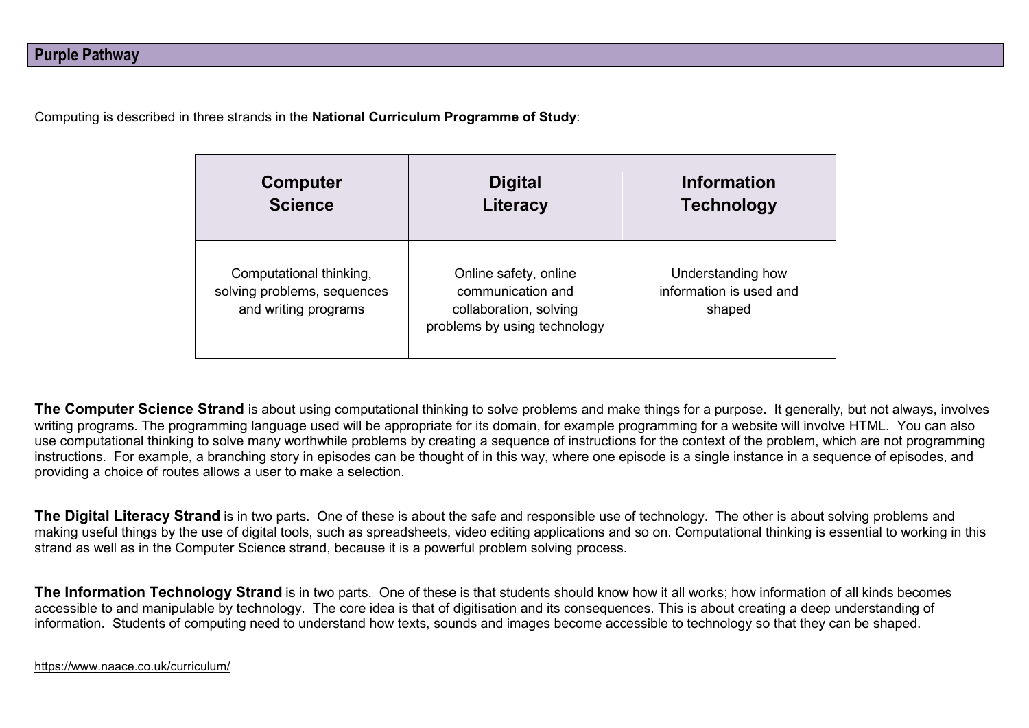## Purple Pathway

Computing is described in three strands in the **National Curriculum Programme of Study**:

| Computer Science | Digital Literacy | Information Technology |
| --- | --- | --- |
| Computational thinking, solving problems, sequences and writing programs | Online safety, online communication and collaboration, solving problems by using technology | Understanding how information is used and shaped |

**The Computer Science Strand** is about using computational thinking to solve problems and make things for a purpose. It generally, but not always, involves writing programs. The programming language used will be appropriate for its domain, for example programming for a website will involve HTML. You can also use computational thinking to solve many worthwhile problems by creating a sequence of instructions for the context of the problem, which are not programming instructions. For example, a branching story in episodes can be thought of in this way, where one episode is a single instance in a sequence of episodes, and providing a choice of routes allows a user to make a selection.

**The Digital Literacy Strand** is in two parts. One of these is about the safe and responsible use of technology. The other is about solving problems and making useful things by the use of digital tools, such as spreadsheets, video editing applications and so on. Computational thinking is essential to working in this strand as well as in the Computer Science strand, because it is a powerful problem solving process.

**The Information Technology Strand** is in two parts. One of these is that students should know how it all works; how information of all kinds becomes accessible to and manipulable by technology. The core idea is that of digitisation and its consequences. This is about creating a deep understanding of information. Students of computing need to understand how texts, sounds and images become accessible to technology so that they can be shaped.

https://www.naace.co.uk/curriculum/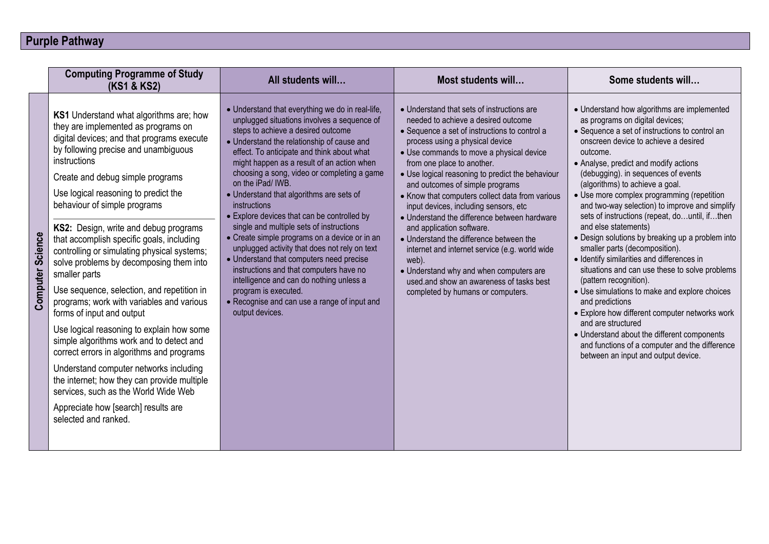## Purple Pathway

| | Computing Programme of Study (KS1 & KS2) | All students will… | Most students will… | Some students will… |
|---|---|---|---|---|
| **Computer Science** | **KS1** Understand what algorithms are; how they are implemented as programs on digital devices; and that programs execute by following precise and unambiguous instructions<br><br>Create and debug simple programs<br><br>Use logical reasoning to predict the behaviour of simple programs<br><br>**KS2:** Design, write and debug programs that accomplish specific goals, including controlling or simulating physical systems; solve problems by decomposing them into smaller parts<br><br>Use sequence, selection, and repetition in programs; work with variables and various forms of input and output<br><br>Use logical reasoning to explain how some simple algorithms work and to detect and correct errors in algorithms and programs<br><br>Understand computer networks including the internet; how they can provide multiple services, such as the World Wide Web<br><br>Appreciate how [search] results are selected and ranked. | • Understand that everything we do in real-life, unplugged situations involves a sequence of steps to achieve a desired outcome<br>• Understand the relationship of cause and effect. To anticipate and think about what might happen as a result of an action when choosing a song, video or completing a game on the iPad/ IWB.<br>• Understand that algorithms are sets of instructions<br>• Explore devices that can be controlled by single and multiple sets of instructions<br>• Create simple programs on a device or in an unplugged activity that does not rely on text<br>• Understand that computers need precise instructions and that computers have no intelligence and can do nothing unless a program is executed.<br>• Recognise and can use a range of input and output devices. | • Understand that sets of instructions are needed to achieve a desired outcome<br>• Sequence a set of instructions to control a process using a physical device<br>• Use commands to move a physical device from one place to another.<br>• Use logical reasoning to predict the behaviour and outcomes of simple programs<br>• Know that computers collect data from various input devices, including sensors, etc<br>• Understand the difference between hardware and application software.<br>• Understand the difference between the internet and internet service (e.g. world wide web).<br>• Understand why and when computers are used.and show an awareness of tasks best completed by humans or computers. | • Understand how algorithms are implemented as programs on digital devices;<br>• Sequence a set of instructions to control an onscreen device to achieve a desired outcome.<br>• Analyse, predict and modify actions (debugging). in sequences of events (algorithms) to achieve a goal.<br>• Use more complex programming (repetition and two-way selection) to improve and simplify sets of instructions (repeat, do…until, if…then and else statements)<br>• Design solutions by breaking up a problem into smaller parts (decomposition).<br>• Identify similarities and differences in situations and can use these to solve problems (pattern recognition).<br>• Use simulations to make and explore choices and predictions<br>• Explore how different computer networks work and are structured<br>• Understand about the different components and functions of a computer and the difference between an input and output device. |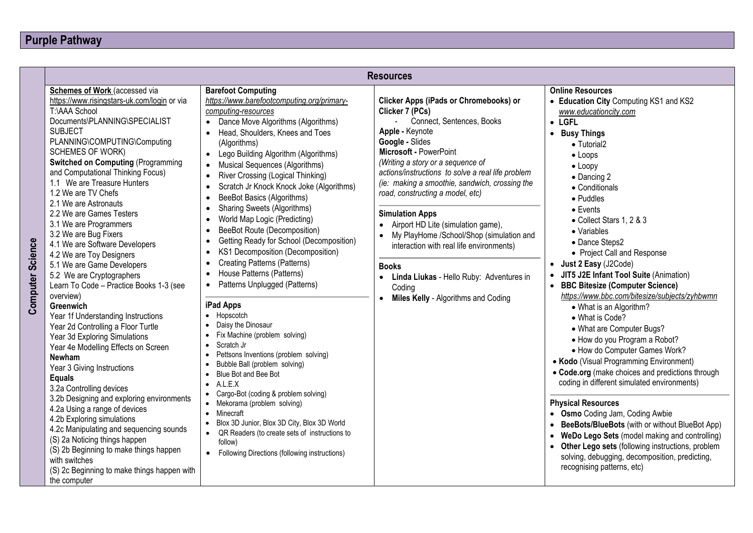# Purple Pathway

## Computer Science

### Resources

**Schemes of Work** (accessed via https://www.risingstars-uk.com/login or via T:\AAA School Documents\PLANNING\SPECIALIST SUBJECT PLANNING\COMPUTING\Computing SCHEMES OF WORK)

**Switched on Computing** (Programming and Computational Thinking Focus)
1.1 We are Treasure Hunters
1.2 We are TV Chefs
2.1 We are Astronauts
2.2 We are Games Testers
3.1 We are Programmers
3.2 We are Bug Fixers
4.1 We are Software Developers
4.2 We are Toy Designers
5.1 We are Game Developers
5.2 We are Cryptographers
Learn To Code – Practice Books 1-3 (see overview)

**Greenwich**
Year 1f Understanding Instructions
Year 2d Controlling a Floor Turtle
Year 3d Exploring Simulations
Year 4e Modelling Effects on Screen

**Newham**
Year 3 Giving Instructions

**Equals**
3.2a Controlling devices
3.2b Designing and exploring environments
4.2a Using a range of devices
4.2b Exploring simulations
4.2c Manipulating and sequencing sounds
(S) 2a Noticing things happen
(S) 2b Beginning to make things happen with switches
(S) 2c Beginning to make things happen with the computer

**Barefoot Computing**
*https://www.barefootcomputing.org/primary-computing-resources*
- Dance Move Algorithms (Algorithms)
- Head, Shoulders, Knees and Toes (Algorithms)
- Lego Building Algorithm (Algorithms)
- Musical Sequences (Algorithms)
- River Crossing (Logical Thinking)
- Scratch Jr Knock Knock Joke (Algorithms)
- BeeBot Basics (Algorithms)
- Sharing Sweets (Algorithms)
- World Map Logic (Predicting)
- BeeBot Route (Decomposition)
- Getting Ready for School (Decomposition)
- KS1 Decomposition (Decomposition)
- Creating Patterns (Patterns)
- House Patterns (Patterns)
- Patterns Unplugged (Patterns)

**iPad Apps**
- Hopscotch
- Daisy the Dinosaur
- Fix Machine (problem solving)
- Scratch Jr
- Pettsons Inventions (problem solving)
- Bubble Ball (problem solving)
- Blue Bot and Bee Bot
- A.L.E.X
- Cargo-Bot (coding & problem solving)
- Mekorama (problem solving)
- Minecraft
- Blox 3D Junior, Blox 3D City, Blox 3D World
- QR Readers (to create sets of instructions to follow)
- Following Directions (following instructions)

**Clicker Apps (iPads or Chromebooks) or Clicker 7 (PCs)**
- Connect, Sentences, Books

**Apple -** Keynote
**Google -** Slides
**Microsoft -** PowerPoint
*(Writing a story or a sequence of actions/instructions to solve a real life problem (ie: making a smoothie, sandwich, crossing the road, constructing a model, etc)*

**Simulation Apps**
- Airport HD Lite (simulation game),
- My PlayHome /School/Shop (simulation and interaction with real life environments)

**Books**
- **Linda Liukas** - Hello Ruby: Adventures in Coding
- **Miles Kelly** - Algorithms and Coding

**Online Resources**
- **Education City** Computing KS1 and KS2 *www.educationcity.com*
- **LGFL**
- **Busy Things**
  - Tutorial2
  - Loops
  - Loopy
  - Dancing 2
  - Conditionals
  - Puddles
  - Events
  - Collect Stars 1, 2 & 3
  - Variables
  - Dance Steps2
  - Project Call and Response
- **Just 2 Easy** (J2Code)
- **JIT5 J2E Infant Tool Suite** (Animation)
- **BBC Bitesize (Computer Science)** *https://www.bbc.com/bitesize/subjects/zyhbwmn*
  - What is an Algorithm?
  - What is Code?
  - What are Computer Bugs?
  - How do you Program a Robot?
  - How do Computer Games Work?
- **Kodo** (Visual Programming Environment)
- **Code.org** (make choices and predictions through coding in different simulated environments)

**Physical Resources**
- **Osmo** Coding Jam, Coding Awbie
- **BeeBots/BlueBots** (with or without BlueBot App)
- **WeDo Lego Sets** (model making and controlling)
- **Other Lego sets** (following instructions, problem solving, debugging, decomposition, predicting, recognising patterns, etc)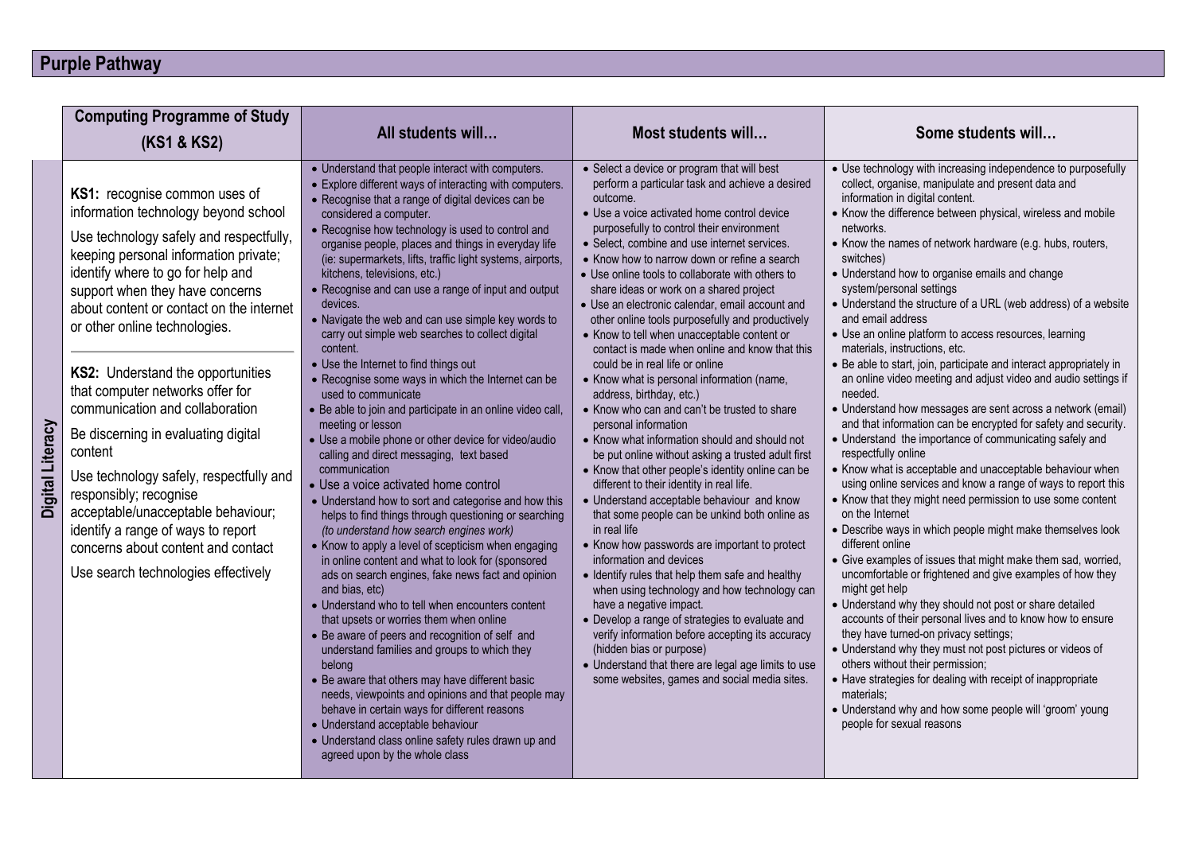# Purple Pathway

| | Computing Programme of Study (KS1 & KS2) | All students will… | Most students will… | Some students will… |
|---|---|---|---|---|
| **Digital Literacy** | **KS1:** recognise common uses of information technology beyond school<br><br>Use technology safely and respectfully, keeping personal information private; identify where to go for help and support when they have concerns about content or contact on the internet or other online technologies.<br><br>**KS2:** Understand the opportunities that computer networks offer for communication and collaboration<br><br>Be discerning in evaluating digital content<br><br>Use technology safely, respectfully and responsibly; recognise acceptable/unacceptable behaviour; identify a range of ways to report concerns about content and contact<br><br>Use search technologies effectively | • Understand that people interact with computers.<br>• Explore different ways of interacting with computers.<br>• Recognise that a range of digital devices can be considered a computer.<br>• Recognise how technology is used to control and organise people, places and things in everyday life (ie: supermarkets, lifts, traffic light systems, airports, kitchens, televisions, etc.)<br>• Recognise and can use a range of input and output devices.<br>• Navigate the web and can use simple key words to carry out simple web searches to collect digital content.<br>• Use the Internet to find things out<br>• Recognise some ways in which the Internet can be used to communicate<br>• Be able to join and participate in an online video call, meeting or lesson<br>• Use a mobile phone or other device for video/audio calling and direct messaging, text based communication<br>• Use a voice activated home control<br>• Understand how to sort and categorise and how this helps to find things through questioning or searching *(to understand how search engines work)*<br>• Know to apply a level of scepticism when engaging in online content and what to look for (sponsored ads on search engines, fake news fact and opinion and bias, etc)<br>• Understand who to tell when encounters content that upsets or worries them when online<br>• Be aware of peers and recognition of self and understand families and groups to which they belong<br>• Be aware that others may have different basic needs, viewpoints and opinions and that people may behave in certain ways for different reasons<br>• Understand acceptable behaviour<br>• Understand class online safety rules drawn up and agreed upon by the whole class | • Select a device or program that will best perform a particular task and achieve a desired outcome.<br>• Use a voice activated home control device purposefully to control their environment<br>• Select, combine and use internet services.<br>• Know how to narrow down or refine a search<br>• Use online tools to collaborate with others to share ideas or work on a shared project<br>• Use an electronic calendar, email account and other online tools purposefully and productively<br>• Know to tell when unacceptable content or contact is made when online and know that this could be in real life or online<br>• Know what is personal information (name, address, birthday, etc.)<br>• Know who can and can't be trusted to share personal information<br>• Know what information should and should not be put online without asking a trusted adult first<br>• Know that other people's identity online can be different to their identity in real life.<br>• Understand acceptable behaviour and know that some people can be unkind both online as in real life<br>• Know how passwords are important to protect information and devices<br>• Identify rules that help them safe and healthy when using technology and how technology can have a negative impact.<br>• Develop a range of strategies to evaluate and verify information before accepting its accuracy (hidden bias or purpose)<br>• Understand that there are legal age limits to use some websites, games and social media sites. | • Use technology with increasing independence to purposefully collect, organise, manipulate and present data and information in digital content.<br>• Know the difference between physical, wireless and mobile networks.<br>• Know the names of network hardware (e.g. hubs, routers, switches)<br>• Understand how to organise emails and change system/personal settings<br>• Understand the structure of a URL (web address) of a website and email address<br>• Use an online platform to access resources, learning materials, instructions, etc.<br>• Be able to start, join, participate and interact appropriately in an online video meeting and adjust video and audio settings if needed.<br>• Understand how messages are sent across a network (email) and that information can be encrypted for safety and security.<br>• Understand the importance of communicating safely and respectfully online<br>• Know what is acceptable and unacceptable behaviour when using online services and know a range of ways to report this<br>• Know that they might need permission to use some content on the Internet<br>• Describe ways in which people might make themselves look different online<br>• Give examples of issues that might make them sad, worried, uncomfortable or frightened and give examples of how they might get help<br>• Understand why they should not post or share detailed accounts of their personal lives and to know how to ensure they have turned-on privacy settings;<br>• Understand why they must not post pictures or videos of others without their permission;<br>• Have strategies for dealing with receipt of inappropriate materials;<br>• Understand why and how some people will 'groom' young people for sexual reasons |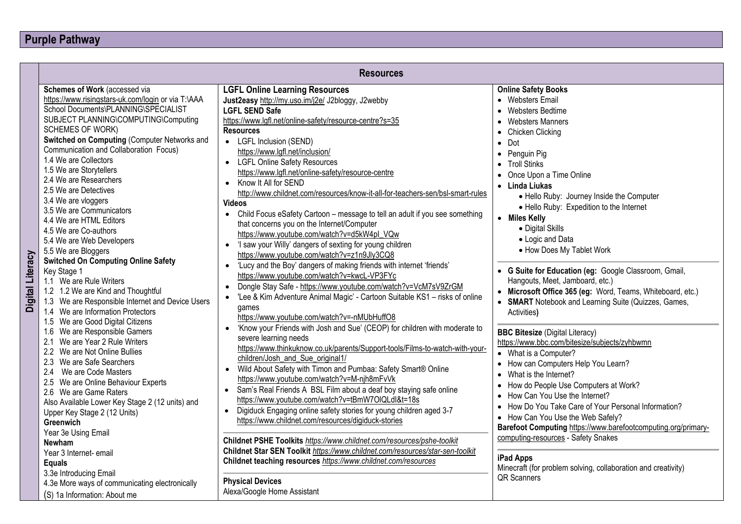# Purple Pathway

## Resources

**Digital Literacy**

**Schemes of Work** (accessed via https://www.risingstars-uk.com/login or via T:\AAA School Documents\PLANNING\SPECIALIST SUBJECT PLANNING\COMPUTING\Computing SCHEMES OF WORK)

**Switched on Computing** (Computer Networks and Communication and Collaboration Focus)

1.4 We are Collectors
1.5 We are Storytellers
2.4 We are Researchers
2.5 We are Detectives
3.4 We are vloggers
3.5 We are Communicators
4.4 We are HTML Editors
4.5 We are Co-authors
5.4 We are Web Developers
5.5 We are Bloggers

**Switched On Computing Online Safety**

Key Stage 1
1.1 We are Rule Writers
1.2 1.2 We are Kind and Thoughtful
1.3 We are Responsible Internet and Device Users
1.4 We are Information Protectors
1.5 We are Good Digital Citizens
1.6 We are Responsible Gamers
2.1 We are Year 2 Rule Writers
2.2 We are Not Online Bullies
2.3 We are Safe Searchers
2.4 We are Code Masters
2.5 We are Online Behaviour Experts
2.6 We are Game Raters

Also Available Lower Key Stage 2 (12 units) and Upper Key Stage 2 (12 Units)

**Greenwich**
Year 3e Using Email

**Newham**
Year 3 Internet- email

**Equals**
3.3e Introducing Email
4.3e More ways of communicating electronically
(S) 1a Information: About me

**LGFL Online Learning Resources**

**Just2easy** http://my.uso.im/j2e/ J2bloggy, J2webby

**LGFL SEND Safe**
https://www.lgfl.net/online-safety/resource-centre?s=35

**Resources**

- LGFL Inclusion (SEND) https://www.lgfl.net/inclusion/
- LGFL Online Safety Resources https://www.lgfl.net/online-safety/resource-centre
- Know It All for SEND http://www.childnet.com/resources/know-it-all-for-teachers-sen/bsl-smart-rules

**Videos**

- Child Focus eSafety Cartoon – message to tell an adult if you see something that concerns you on the Internet/Computer https://www.youtube.com/watch?v=d5kW4pI_VQw
- 'I saw your Willy' dangers of sexting for young children https://www.youtube.com/watch?v=z1n9Jly3CQ8
- 'Lucy and the Boy' dangers of making friends with internet 'friends' https://www.youtube.com/watch?v=kwcL-VP3FYc
- Dongle Stay Safe - https://www.youtube.com/watch?v=VcM7sV9ZrGM
- 'Lee & Kim Adventure Animal Magic' - Cartoon Suitable KS1 – risks of online games https://www.youtube.com/watch?v=-nMUbHuffO8
- 'Know your Friends with Josh and Sue' (CEOP) for children with moderate to severe learning needs https://www.thinkuknow.co.uk/parents/Support-tools/Films-to-watch-with-your-children/Josh_and_Sue_original1/
- Wild About Safety with Timon and Pumbaa: Safety Smart® Online https://www.youtube.com/watch?v=M-njh8mFvVk
- Sam's Real Friends A BSL Film about a deaf boy staying safe online https://www.youtube.com/watch?v=tBmW7OlQLdI&t=18s
- Digiduck Engaging online safety stories for young children aged 3-7 https://www.childnet.com/resources/digiduck-stories

**Childnet PSHE Toolkits** *https://www.childnet.com/resources/pshe-toolkit*
**Childnet Star SEN Toolkit** *https://www.childnet.com/resources/star-sen-toolkit*
**Childnet teaching resources** *https://www.childnet.com/resources*

**Physical Devices**
Alexa/Google Home Assistant

**Online Safety Books**

- Websters Email
- Websters Bedtime
- Websters Manners
- Chicken Clicking
- Dot
- Penguin Pig
- Troll Stinks
- Once Upon a Time Online
- **Linda Liukas**
  - Hello Ruby: Journey Inside the Computer
  - Hello Ruby: Expedition to the Internet
- **Miles Kelly**
  - Digital Skills
  - Logic and Data
  - How Does My Tablet Work

- **G Suite for Education (eg:** Google Classroom, Gmail, Hangouts, Meet, Jamboard, etc.)
- **Microsoft Office 365 (eg:** Word, Teams, Whiteboard, etc.)
- **SMART** Notebook and Learning Suite (Quizzes, Games, Activities**)**

**BBC Bitesize** (Digital Literacy)
https://www.bbc.com/bitesize/subjects/zyhbwmn

- What is a Computer?
- How can Computers Help You Learn?
- What is the Internet?
- How do People Use Computers at Work?
- How Can You Use the Internet?
- How Do You Take Care of Your Personal Information?
- How Can You Use the Web Safely?

**Barefoot Computing** https://www.barefootcomputing.org/primary-computing-resources - Safety Snakes

**iPad Apps**
Minecraft (for problem solving, collaboration and creativity)
QR Scanners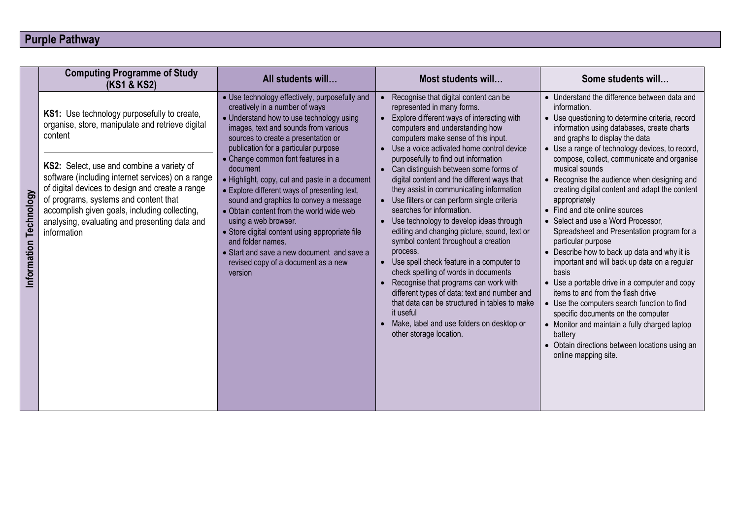## Purple Pathway

| | Computing Programme of Study (KS1 & KS2) | All students will… | Most students will… | Some students will… |
|---|---|---|---|---|
| **Information Technology** | **KS1:** Use technology purposefully to create, organise, store, manipulate and retrieve digital content<br><br>**KS2:** Select, use and combine a variety of software (including internet services) on a range of digital devices to design and create a range of programs, systems and content that accomplish given goals, including collecting, analysing, evaluating and presenting data and information | • Use technology effectively, purposefully and creatively in a number of ways<br>• Understand how to use technology using images, text and sounds from various sources to create a presentation or publication for a particular purpose<br>• Change common font features in a document<br>• Highlight, copy, cut and paste in a document<br>• Explore different ways of presenting text, sound and graphics to convey a message<br>• Obtain content from the world wide web using a web browser.<br>• Store digital content using appropriate file and folder names.<br>• Start and save a new document and save a revised copy of a document as a new version | • Recognise that digital content can be represented in many forms.<br>• Explore different ways of interacting with computers and understanding how computers make sense of this input.<br>• Use a voice activated home control device purposefully to find out information<br>• Can distinguish between some forms of digital content and the different ways that they assist in communicating information<br>• Use filters or can perform single criteria searches for information.<br>• Use technology to develop ideas through editing and changing picture, sound, text or symbol content throughout a creation process.<br>• Use spell check feature in a computer to check spelling of words in documents<br>• Recognise that programs can work with different types of data: text and number and that data can be structured in tables to make it useful<br>• Make, label and use folders on desktop or other storage location. | • Understand the difference between data and information.<br>• Use questioning to determine criteria, record information using databases, create charts and graphs to display the data<br>• Use a range of technology devices, to record, compose, collect, communicate and organise musical sounds<br>• Recognise the audience when designing and creating digital content and adapt the content appropriately<br>• Find and cite online sources<br>• Select and use a Word Processor, Spreadsheet and Presentation program for a particular purpose<br>• Describe how to back up data and why it is important and will back up data on a regular basis<br>• Use a portable drive in a computer and copy items to and from the flash drive<br>• Use the computers search function to find specific documents on the computer<br>• Monitor and maintain a fully charged laptop battery<br>• Obtain directions between locations using an online mapping site. |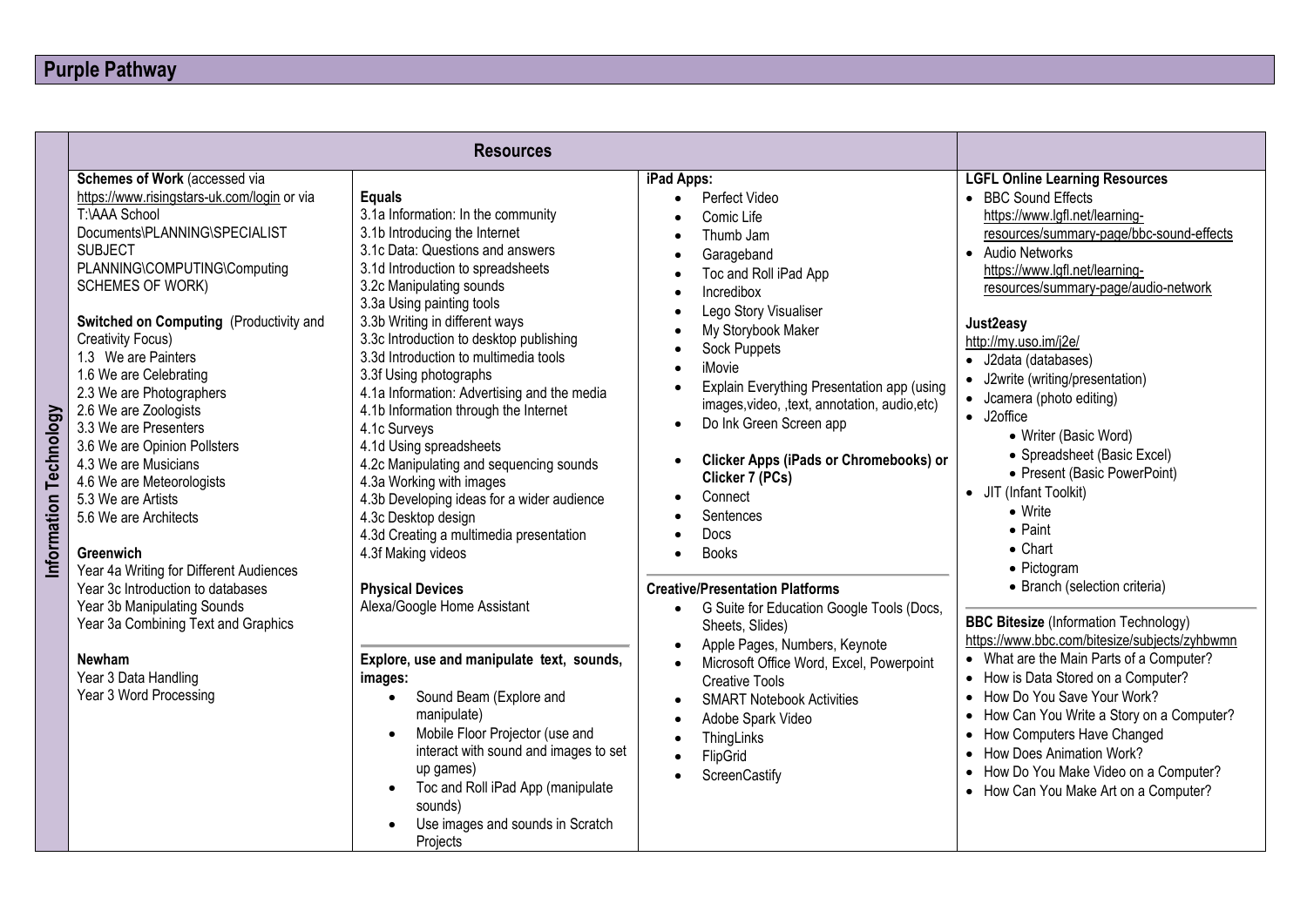# Purple Pathway

| Information Technology | Resources | | | |
|---|---|---|---|---|
| | **Schemes of Work** (accessed via https://www.risingstars-uk.com/login or via T:\AAA School Documents\PLANNING\SPECIALIST SUBJECT PLANNING\COMPUTING\Computing SCHEMES OF WORK)<br><br>**Switched on Computing** (Productivity and Creativity Focus)<br>1.3 We are Painters<br>1.6 We are Celebrating<br>2.3 We are Photographers<br>2.6 We are Zoologists<br>3.3 We are Presenters<br>3.6 We are Opinion Pollsters<br>4.3 We are Musicians<br>4.6 We are Meteorologists<br>5.3 We are Artists<br>5.6 We are Architects<br><br>**Greenwich**<br>Year 4a Writing for Different Audiences<br>Year 3c Introduction to databases<br>Year 3b Manipulating Sounds<br>Year 3a Combining Text and Graphics<br><br>**Newham**<br>Year 3 Data Handling<br>Year 3 Word Processing | **Equals**<br>3.1a Information: In the community<br>3.1b Introducing the Internet<br>3.1c Data: Questions and answers<br>3.1d Introduction to spreadsheets<br>3.2c Manipulating sounds<br>3.3a Using painting tools<br>3.3b Writing in different ways<br>3.3c Introduction to desktop publishing<br>3.3d Introduction to multimedia tools<br>3.3f Using photographs<br>4.1a Information: Advertising and the media<br>4.1b Information through the Internet<br>4.1c Surveys<br>4.1d Using spreadsheets<br>4.2c Manipulating and sequencing sounds<br>4.3a Working with images<br>4.3b Developing ideas for a wider audience<br>4.3c Desktop design<br>4.3d Creating a multimedia presentation<br>4.3f Making videos<br><br>**Physical Devices**<br>Alexa/Google Home Assistant<br><br>**Explore, use and manipulate text, sounds, images:**<br>• Sound Beam (Explore and manipulate)<br>• Mobile Floor Projector (use and interact with sound and images to set up games)<br>• Toc and Roll iPad App (manipulate sounds)<br>• Use images and sounds in Scratch Projects | **iPad Apps:**<br>• Perfect Video<br>• Comic Life<br>• Thumb Jam<br>• Garageband<br>• Toc and Roll iPad App<br>• Incredibox<br>• Lego Story Visualiser<br>• My Storybook Maker<br>• Sock Puppets<br>• iMovie<br>• Explain Everything Presentation app (using images,video, ,text, annotation, audio,etc)<br>• Do Ink Green Screen app<br>• **Clicker Apps (iPads or Chromebooks) or Clicker 7 (PCs)**<br>• Connect<br>• Sentences<br>• Docs<br>• Books<br><br>**Creative/Presentation Platforms**<br>• G Suite for Education Google Tools (Docs, Sheets, Slides)<br>• Apple Pages, Numbers, Keynote<br>• Microsoft Office Word, Excel, Powerpoint Creative Tools<br>• SMART Notebook Activities<br>• Adobe Spark Video<br>• ThingLinks<br>• FlipGrid<br>• ScreenCastify | **LGFL Online Learning Resources**<br>• BBC Sound Effects https://www.lgfl.net/learning-resources/summary-page/bbc-sound-effects<br>• Audio Networks https://www.lgfl.net/learning-resources/summary-page/audio-network<br><br>**Just2easy**<br>http://my.uso.im/j2e/<br>• J2data (databases)<br>• J2write (writing/presentation)<br>• Jcamera (photo editing)<br>• J2office<br>&nbsp;&nbsp;• Writer (Basic Word)<br>&nbsp;&nbsp;• Spreadsheet (Basic Excel)<br>&nbsp;&nbsp;• Present (Basic PowerPoint)<br>• JIT (Infant Toolkit)<br>&nbsp;&nbsp;• Write<br>&nbsp;&nbsp;• Paint<br>&nbsp;&nbsp;• Chart<br>&nbsp;&nbsp;• Pictogram<br>&nbsp;&nbsp;• Branch (selection criteria)<br><br>**BBC Bitesize** (Information Technology)<br>https://www.bbc.com/bitesize/subjects/zyhbwmn<br>• What are the Main Parts of a Computer?<br>• How is Data Stored on a Computer?<br>• How Do You Save Your Work?<br>• How Can You Write a Story on a Computer?<br>• How Computers Have Changed<br>• How Does Animation Work?<br>• How Do You Make Video on a Computer?<br>• How Can You Make Art on a Computer? |